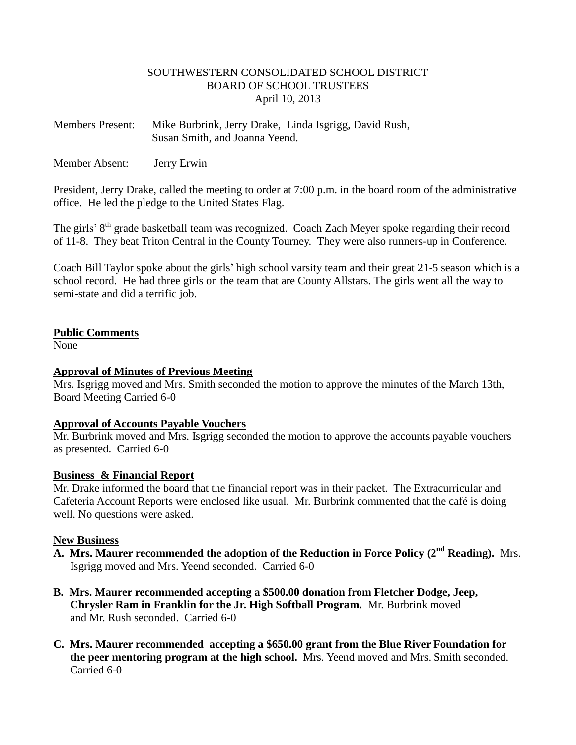SOUTHWESTERN CONSOLIDATED SCHOOL DISTRICT
BOARD OF SCHOOL TRUSTEES
April 10, 2013

Members Present: Mike Burbrink, Jerry Drake, Linda Isgrigg, David Rush, Susan Smith, and Joanna Yeend.

Member Absent: Jerry Erwin

President, Jerry Drake, called the meeting to order at 7:00 p.m. in the board room of the administrative office. He led the pledge to the United States Flag.

The girls' 8th grade basketball team was recognized. Coach Zach Meyer spoke regarding their record of 11-8. They beat Triton Central in the County Tourney. They were also runners-up in Conference.

Coach Bill Taylor spoke about the girls' high school varsity team and their great 21-5 season which is a school record. He had three girls on the team that are County Allstars. The girls went all the way to semi-state and did a terrific job.

**Public Comments**

None

**Approval of Minutes of Previous Meeting**

Mrs. Isgrigg moved and Mrs. Smith seconded the motion to approve the minutes of the March 13th, Board Meeting Carried 6-0

**Approval of Accounts Payable Vouchers**

Mr. Burbrink moved and Mrs. Isgrigg seconded the motion to approve the accounts payable vouchers as presented. Carried 6-0

**Business & Financial Report**

Mr. Drake informed the board that the financial report was in their packet. The Extracurricular and Cafeteria Account Reports were enclosed like usual. Mr. Burbrink commented that the café is doing well. No questions were asked.

**New Business**

A. **Mrs. Maurer recommended the adoption of the Reduction in Force Policy (2nd Reading).** Mrs. Isgrigg moved and Mrs. Yeend seconded. Carried 6-0

B. **Mrs. Maurer recommended accepting a $500.00 donation from Fletcher Dodge, Jeep, Chrysler Ram in Franklin for the Jr. High Softball Program.** Mr. Burbrink moved and Mr. Rush seconded. Carried 6-0

C. **Mrs. Maurer recommended accepting a $650.00 grant from the Blue River Foundation for the peer mentoring program at the high school.** Mrs. Yeend moved and Mrs. Smith seconded. Carried 6-0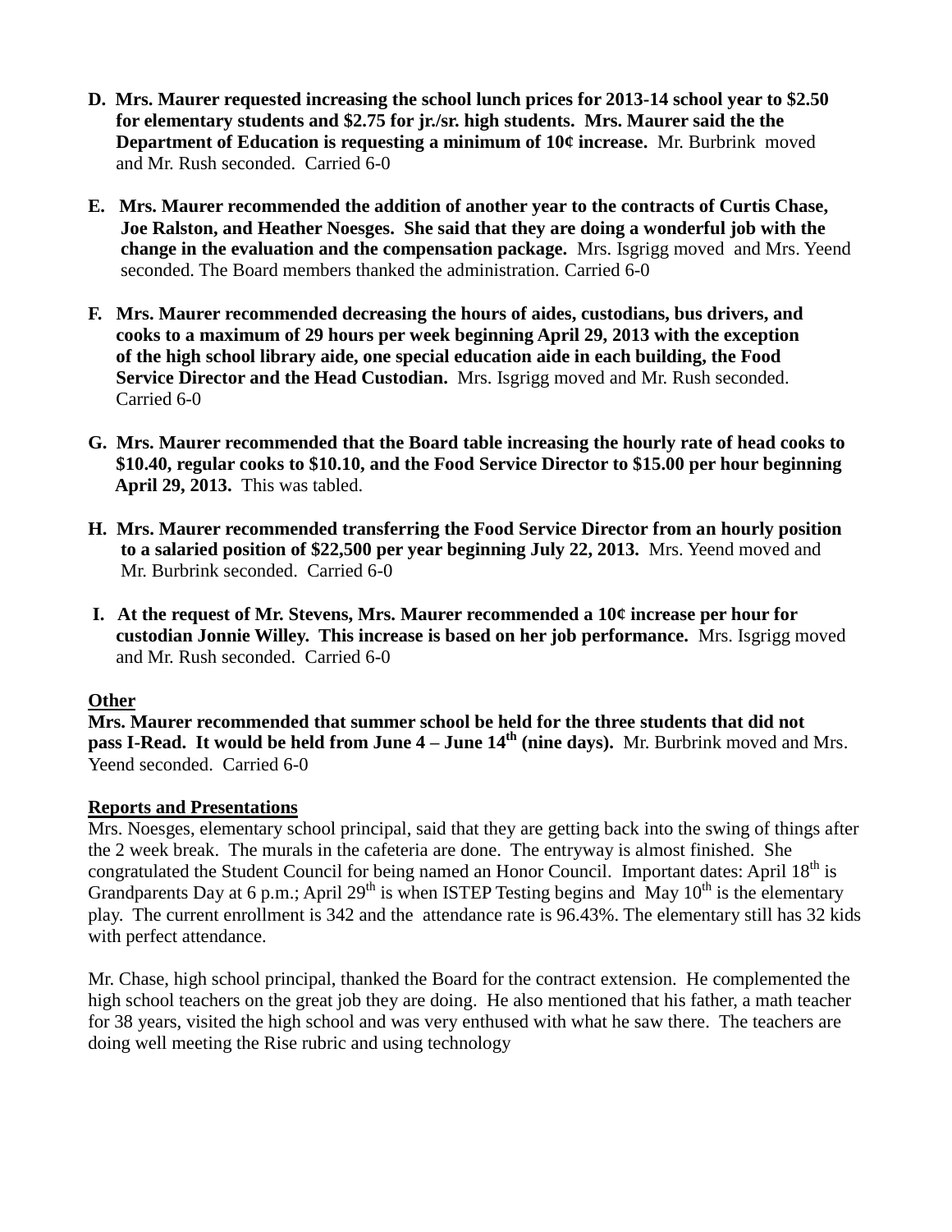D. **Mrs. Maurer requested increasing the school lunch prices for 2013-14 school year to $2.50 for elementary students and $2.75 for jr./sr. high students. Mrs. Maurer said the the Department of Education is requesting a minimum of 10¢ increase.** Mr. Burbrink moved and Mr. Rush seconded. Carried 6-0

E. **Mrs. Maurer recommended the addition of another year to the contracts of Curtis Chase, Joe Ralston, and Heather Noesges. She said that they are doing a wonderful job with the change in the evaluation and the compensation package.** Mrs. Isgrigg moved and Mrs. Yeend seconded. The Board members thanked the administration. Carried 6-0

F. **Mrs. Maurer recommended decreasing the hours of aides, custodians, bus drivers, and cooks to a maximum of 29 hours per week beginning April 29, 2013 with the exception of the high school library aide, one special education aide in each building, the Food Service Director and the Head Custodian.** Mrs. Isgrigg moved and Mr. Rush seconded. Carried 6-0

G. **Mrs. Maurer recommended that the Board table increasing the hourly rate of head cooks to $10.40, regular cooks to $10.10, and the Food Service Director to $15.00 per hour beginning April 29, 2013.** This was tabled.

H. **Mrs. Maurer recommended transferring the Food Service Director from an hourly position to a salaried position of $22,500 per year beginning July 22, 2013.** Mrs. Yeend moved and Mr. Burbrink seconded. Carried 6-0

I. **At the request of Mr. Stevens, Mrs. Maurer recommended a 10¢ increase per hour for custodian Jonnie Willey. This increase is based on her job performance.** Mrs. Isgrigg moved and Mr. Rush seconded. Carried 6-0

**Other**

**Mrs. Maurer recommended that summer school be held for the three students that did not pass I-Read. It would be held from June 4 – June 14th (nine days).** Mr. Burbrink moved and Mrs. Yeend seconded. Carried 6-0

**Reports and Presentations**

Mrs. Noesges, elementary school principal, said that they are getting back into the swing of things after the 2 week break. The murals in the cafeteria are done. The entryway is almost finished. She congratulated the Student Council for being named an Honor Council. Important dates: April 18th is Grandparents Day at 6 p.m.; April 29th is when ISTEP Testing begins and May 10th is the elementary play. The current enrollment is 342 and the attendance rate is 96.43%. The elementary still has 32 kids with perfect attendance.

Mr. Chase, high school principal, thanked the Board for the contract extension. He complemented the high school teachers on the great job they are doing. He also mentioned that his father, a math teacher for 38 years, visited the high school and was very enthused with what he saw there. The teachers are doing well meeting the Rise rubric and using technology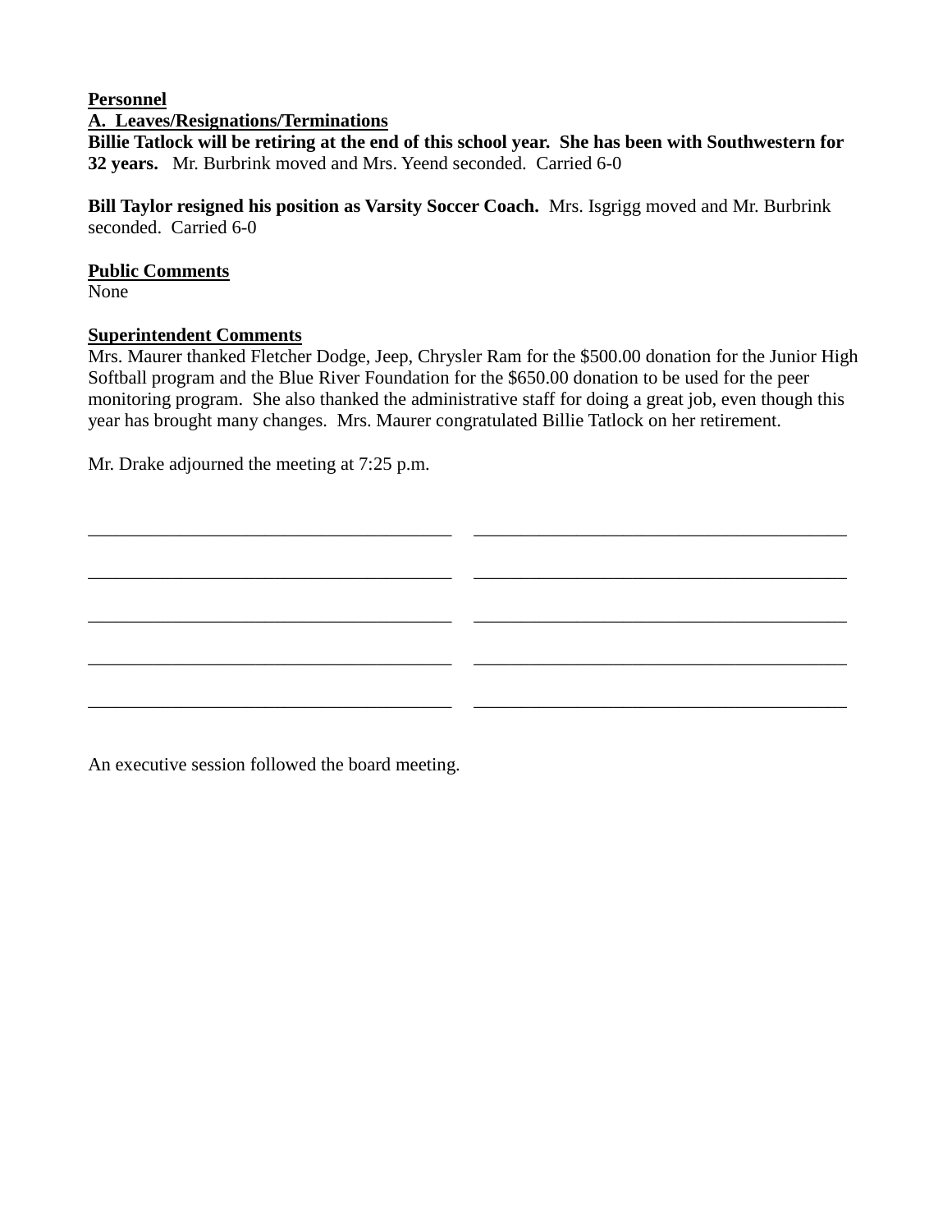**Personnel**
**A. Leaves/Resignations/Terminations**
**Billie Tatlock will be retiring at the end of this school year. She has been with Southwestern for 32 years.** Mr. Burbrink moved and Mrs. Yeend seconded. Carried 6-0

**Bill Taylor resigned his position as Varsity Soccer Coach.** Mrs. Isgrigg moved and Mr. Burbrink seconded. Carried 6-0

**Public Comments**
None

**Superintendent Comments**
Mrs. Maurer thanked Fletcher Dodge, Jeep, Chrysler Ram for the $500.00 donation for the Junior High Softball program and the Blue River Foundation for the $650.00 donation to be used for the peer monitoring program. She also thanked the administrative staff for doing a great job, even though this year has brought many changes. Mrs. Maurer congratulated Billie Tatlock on her retirement.

Mr. Drake adjourned the meeting at 7:25 p.m.

_______________________________________ _______________________________________

_______________________________________ _______________________________________

_______________________________________ _______________________________________

_______________________________________ _______________________________________

_______________________________________ _______________________________________

An executive session followed the board meeting.